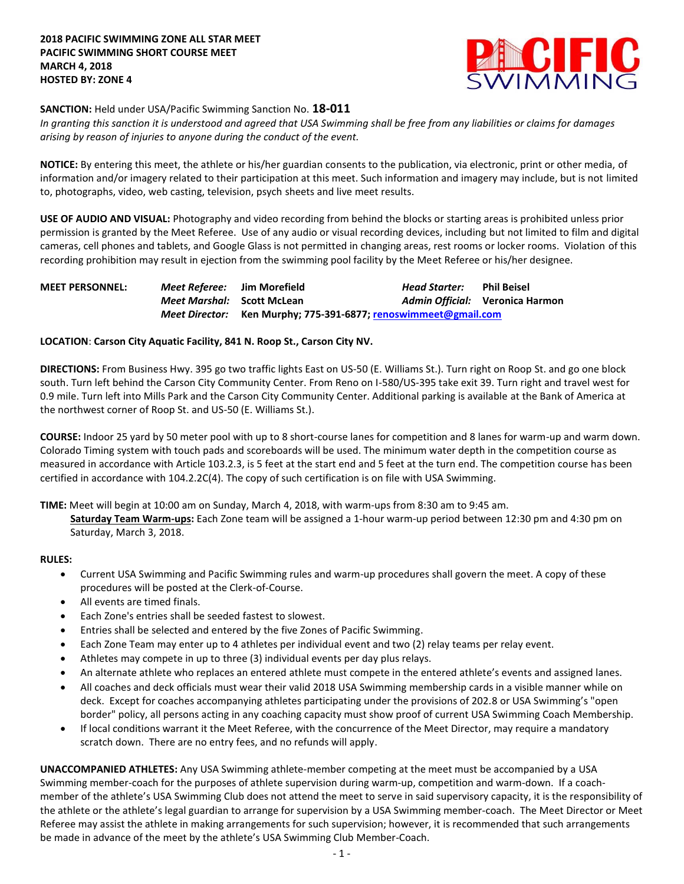# 2018 PACIFIC SWIMMING ZONE ALL STAR MEET
## PACIFIC SWIMMING SHORT COURSE MEET
## MARCH 4, 2018
## HOSTED BY: ZONE 4

**SANCTION:** Held under USA/Pacific Swimming Sanction No. **18-011**
*In granting this sanction it is understood and agreed that USA Swimming shall be free from any liabilities or claims for damages arising by reason of injuries to anyone during the conduct of the event.*

**NOTICE:** By entering this meet, the athlete or his/her guardian consents to the publication, via electronic, print or other media, of information and/or imagery related to their participation at this meet. Such information and imagery may include, but is not limited to, photographs, video, web casting, television, psych sheets and live meet results.

**USE OF AUDIO AND VISUAL:** Photography and video recording from behind the blocks or starting areas is prohibited unless prior permission is granted by the Meet Referee. Use of any audio or visual recording devices, including but not limited to film and digital cameras, cell phones and tablets, and Google Glass is not permitted in changing areas, rest rooms or locker rooms. Violation of this recording prohibition may result in ejection from the swimming pool facility by the Meet Referee or his/her designee.

**MEET PERSONNEL:**

| | | | |
|---|---|---|---|
| *Meet Referee:* | **Jim Morefield** | *Head Starter:* | **Phil Beisel** |
| *Meet Marshal:* | **Scott McLean** | *Admin Official:* | **Veronica Harmon** |
| *Meet Director:* | **Ken Murphy; 775-391-6877; renoswimmeet@gmail.com** | | |

**LOCATION**: **Carson City Aquatic Facility, 841 N. Roop St., Carson City NV.**

**DIRECTIONS:** From Business Hwy. 395 go two traffic lights East on US-50 (E. Williams St.). Turn right on Roop St. and go one block south. Turn left behind the Carson City Community Center. From Reno on I-580/US-395 take exit 39. Turn right and travel west for 0.9 mile. Turn left into Mills Park and the Carson City Community Center. Additional parking is available at the Bank of America at the northwest corner of Roop St. and US-50 (E. Williams St.).

**COURSE:** Indoor 25 yard by 50 meter pool with up to 8 short-course lanes for competition and 8 lanes for warm-up and warm down. Colorado Timing system with touch pads and scoreboards will be used. The minimum water depth in the competition course as measured in accordance with Article 103.2.3, is 5 feet at the start end and 5 feet at the turn end. The competition course has been certified in accordance with 104.2.2C(4). The copy of such certification is on file with USA Swimming.

**TIME:** Meet will begin at 10:00 am on Sunday, March 4, 2018, with warm-ups from 8:30 am to 9:45 am.
**Saturday Team Warm-ups:** Each Zone team will be assigned a 1-hour warm-up period between 12:30 pm and 4:30 pm on Saturday, March 3, 2018.

**RULES:**

- Current USA Swimming and Pacific Swimming rules and warm-up procedures shall govern the meet. A copy of these procedures will be posted at the Clerk-of-Course.
- All events are timed finals.
- Each Zone's entries shall be seeded fastest to slowest.
- Entries shall be selected and entered by the five Zones of Pacific Swimming.
- Each Zone Team may enter up to 4 athletes per individual event and two (2) relay teams per relay event.
- Athletes may compete in up to three (3) individual events per day plus relays.
- An alternate athlete who replaces an entered athlete must compete in the entered athlete's events and assigned lanes.
- All coaches and deck officials must wear their valid 2018 USA Swimming membership cards in a visible manner while on deck. Except for coaches accompanying athletes participating under the provisions of 202.8 or USA Swimming's "open border" policy, all persons acting in any coaching capacity must show proof of current USA Swimming Coach Membership.
- If local conditions warrant it the Meet Referee, with the concurrence of the Meet Director, may require a mandatory scratch down. There are no entry fees, and no refunds will apply.

**UNACCOMPANIED ATHLETES:** Any USA Swimming athlete-member competing at the meet must be accompanied by a USA Swimming member-coach for the purposes of athlete supervision during warm-up, competition and warm-down. If a coach-member of the athlete's USA Swimming Club does not attend the meet to serve in said supervisory capacity, it is the responsibility of the athlete or the athlete's legal guardian to arrange for supervision by a USA Swimming member-coach. The Meet Director or Meet Referee may assist the athlete in making arrangements for such supervision; however, it is recommended that such arrangements be made in advance of the meet by the athlete's USA Swimming Club Member-Coach.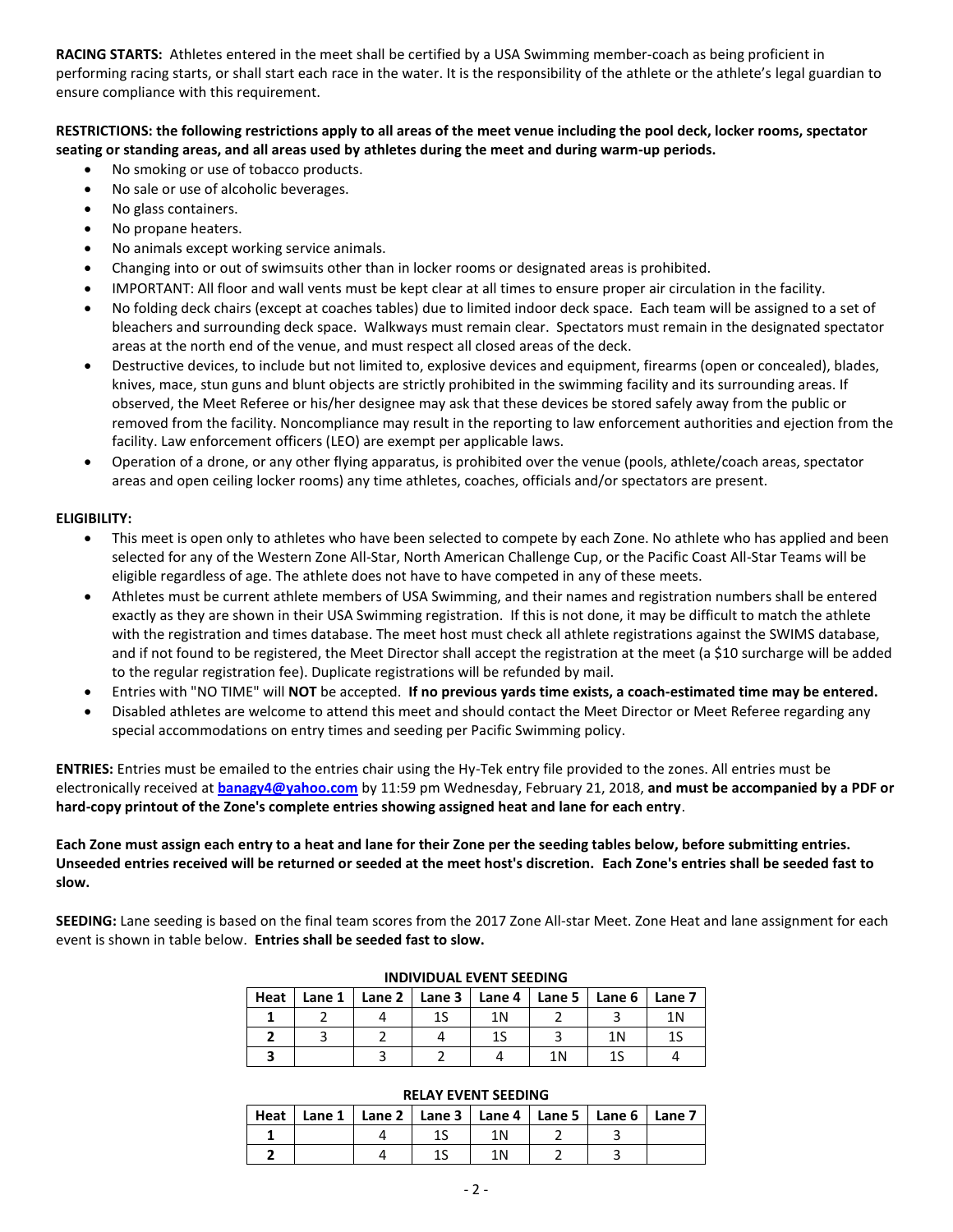**RACING STARTS:** Athletes entered in the meet shall be certified by a USA Swimming member-coach as being proficient in performing racing starts, or shall start each race in the water. It is the responsibility of the athlete or the athlete's legal guardian to ensure compliance with this requirement.

**RESTRICTIONS: the following restrictions apply to all areas of the meet venue including the pool deck, locker rooms, spectator seating or standing areas, and all areas used by athletes during the meet and during warm-up periods.**

- No smoking or use of tobacco products.
- No sale or use of alcoholic beverages.
- No glass containers.
- No propane heaters.
- No animals except working service animals.
- Changing into or out of swimsuits other than in locker rooms or designated areas is prohibited.
- IMPORTANT: All floor and wall vents must be kept clear at all times to ensure proper air circulation in the facility.
- No folding deck chairs (except at coaches tables) due to limited indoor deck space. Each team will be assigned to a set of bleachers and surrounding deck space. Walkways must remain clear. Spectators must remain in the designated spectator areas at the north end of the venue, and must respect all closed areas of the deck.
- Destructive devices, to include but not limited to, explosive devices and equipment, firearms (open or concealed), blades, knives, mace, stun guns and blunt objects are strictly prohibited in the swimming facility and its surrounding areas. If observed, the Meet Referee or his/her designee may ask that these devices be stored safely away from the public or removed from the facility. Noncompliance may result in the reporting to law enforcement authorities and ejection from the facility. Law enforcement officers (LEO) are exempt per applicable laws.
- Operation of a drone, or any other flying apparatus, is prohibited over the venue (pools, athlete/coach areas, spectator areas and open ceiling locker rooms) any time athletes, coaches, officials and/or spectators are present.

**ELIGIBILITY:**

- This meet is open only to athletes who have been selected to compete by each Zone. No athlete who has applied and been selected for any of the Western Zone All-Star, North American Challenge Cup, or the Pacific Coast All-Star Teams will be eligible regardless of age. The athlete does not have to have competed in any of these meets.
- Athletes must be current athlete members of USA Swimming, and their names and registration numbers shall be entered exactly as they are shown in their USA Swimming registration. If this is not done, it may be difficult to match the athlete with the registration and times database. The meet host must check all athlete registrations against the SWIMS database, and if not found to be registered, the Meet Director shall accept the registration at the meet (a $10 surcharge will be added to the regular registration fee). Duplicate registrations will be refunded by mail.
- Entries with "NO TIME" will **NOT** be accepted. **If no previous yards time exists, a coach-estimated time may be entered.**
- Disabled athletes are welcome to attend this meet and should contact the Meet Director or Meet Referee regarding any special accommodations on entry times and seeding per Pacific Swimming policy.

**ENTRIES:** Entries must be emailed to the entries chair using the Hy-Tek entry file provided to the zones. All entries must be electronically received at **banagy4@yahoo.com** by 11:59 pm Wednesday, February 21, 2018, **and must be accompanied by a PDF or hard-copy printout of the Zone's complete entries showing assigned heat and lane for each entry**.

**Each Zone must assign each entry to a heat and lane for their Zone per the seeding tables below, before submitting entries. Unseeded entries received will be returned or seeded at the meet host's discretion. Each Zone's entries shall be seeded fast to slow.**

**SEEDING:** Lane seeding is based on the final team scores from the 2017 Zone All-star Meet. Zone Heat and lane assignment for each event is shown in table below. **Entries shall be seeded fast to slow.**

**INDIVIDUAL EVENT SEEDING**

| Heat | Lane 1 | Lane 2 | Lane 3 | Lane 4 | Lane 5 | Lane 6 | Lane 7 |
|---|---|---|---|---|---|---|---|
| **1** | 2 | 4 | 1S | 1N | 2 | 3 | 1N |
| **2** | 3 | 2 | 4 | 1S | 3 | 1N | 1S |
| **3** | | 3 | 2 | 4 | 1N | 1S | 4 |

**RELAY EVENT SEEDING**

| Heat | Lane 1 | Lane 2 | Lane 3 | Lane 4 | Lane 5 | Lane 6 | Lane 7 |
|---|---|---|---|---|---|---|---|
| **1** | | 4 | 1S | 1N | 2 | 3 | |
| **2** | | 4 | 1S | 1N | 2 | 3 | |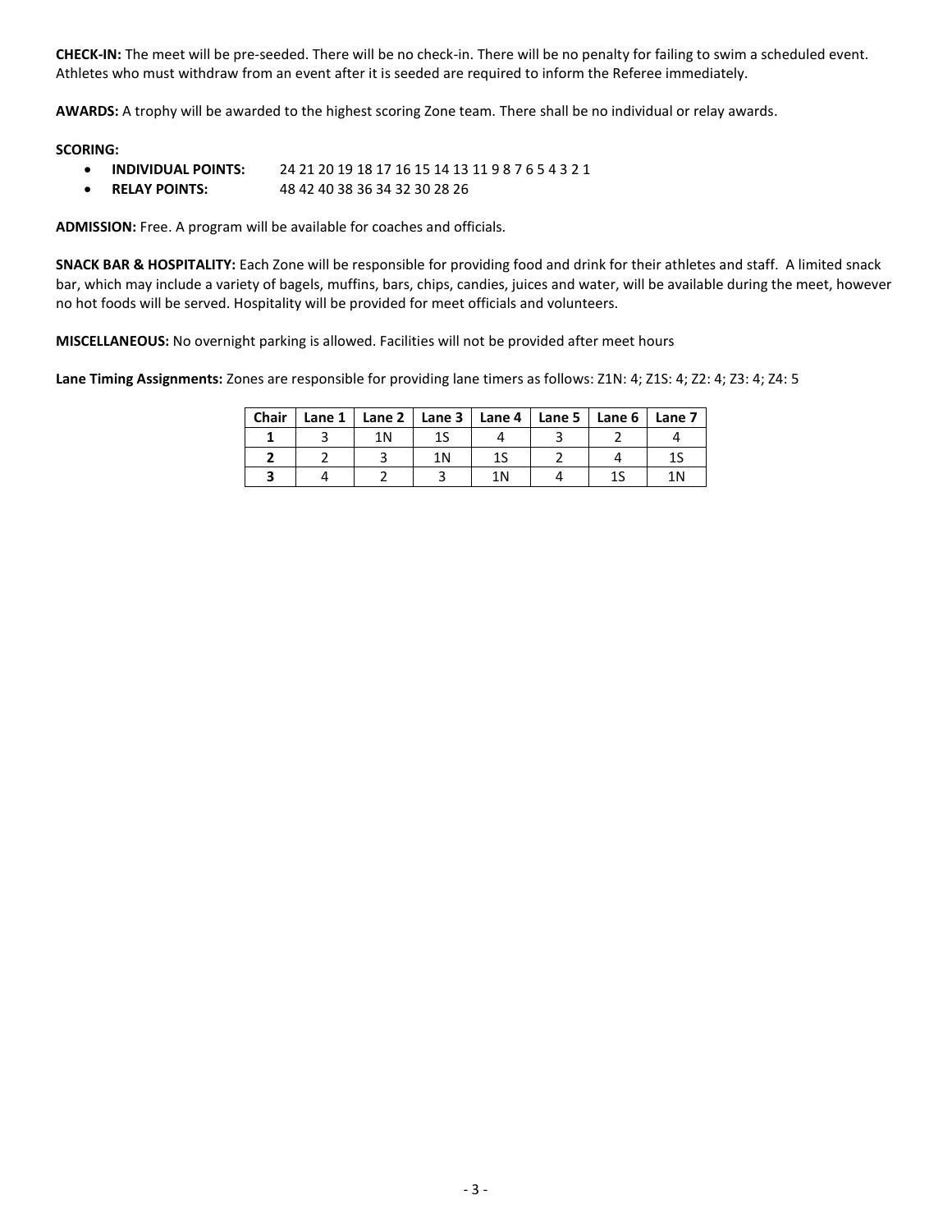**CHECK-IN:** The meet will be pre-seeded. There will be no check-in. There will be no penalty for failing to swim a scheduled event. Athletes who must withdraw from an event after it is seeded are required to inform the Referee immediately.

**AWARDS:** A trophy will be awarded to the highest scoring Zone team. There shall be no individual or relay awards.

**SCORING:**

- **INDIVIDUAL POINTS:** 24 21 20 19 18 17 16 15 14 13 11 9 8 7 6 5 4 3 2 1
- **RELAY POINTS:** 48 42 40 38 36 34 32 30 28 26

**ADMISSION:** Free. A program will be available for coaches and officials.

**SNACK BAR & HOSPITALITY:** Each Zone will be responsible for providing food and drink for their athletes and staff. A limited snack bar, which may include a variety of bagels, muffins, bars, chips, candies, juices and water, will be available during the meet, however no hot foods will be served. Hospitality will be provided for meet officials and volunteers.

**MISCELLANEOUS:** No overnight parking is allowed. Facilities will not be provided after meet hours

**Lane Timing Assignments:** Zones are responsible for providing lane timers as follows: Z1N: 4; Z1S: 4; Z2: 4; Z3: 4; Z4: 5

| Chair | Lane 1 | Lane 2 | Lane 3 | Lane 4 | Lane 5 | Lane 6 | Lane 7 |
|---|---|---|---|---|---|---|---|
| **1** | 3 | 1N | 1S | 4 | 3 | 2 | 4 |
| **2** | 2 | 3 | 1N | 1S | 2 | 4 | 1S |
| **3** | 4 | 2 | 3 | 1N | 4 | 1S | 1N |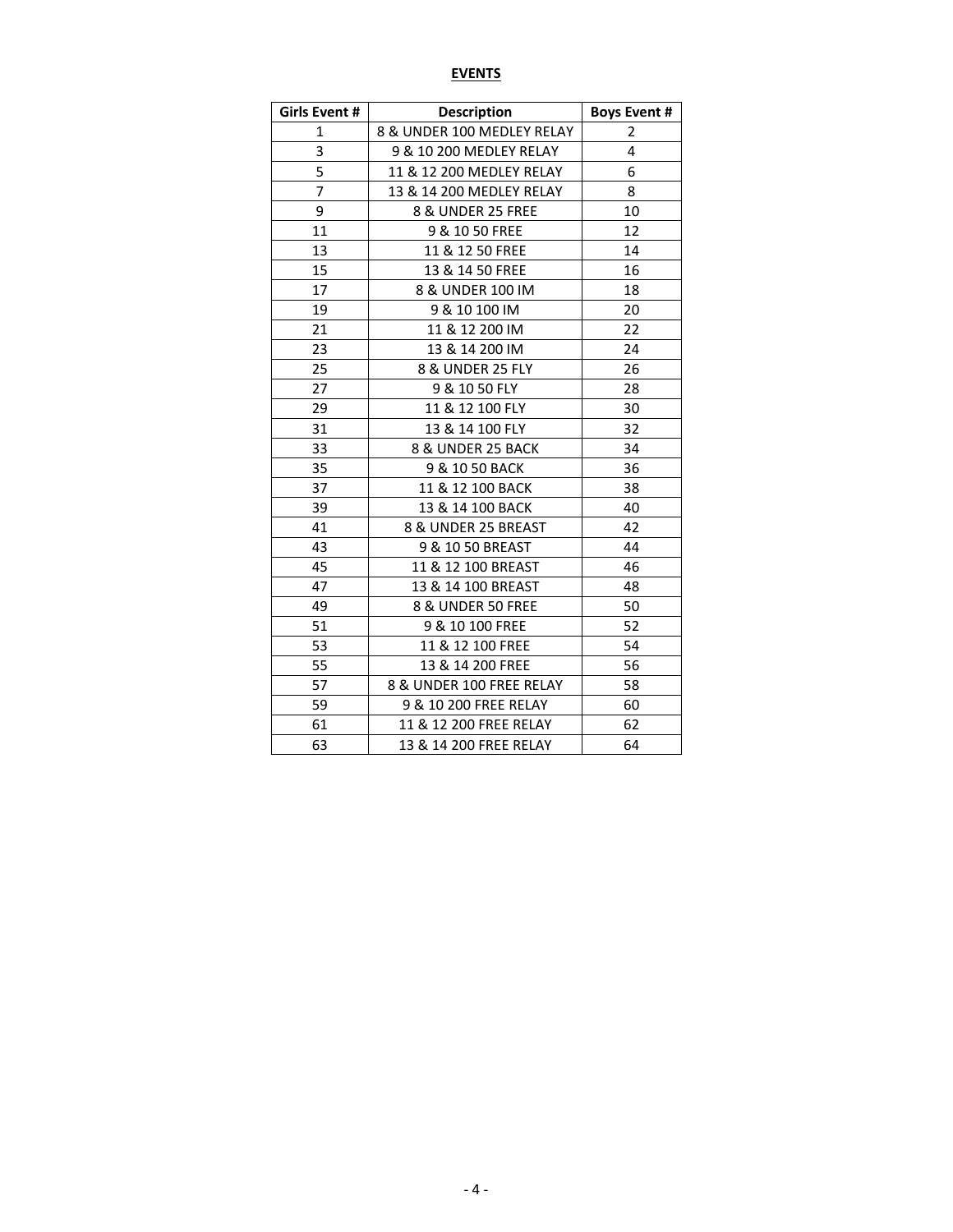**EVENTS**

| Girls Event # | Description | Boys Event # |
|---|---|---|
| 1 | 8 & UNDER 100 MEDLEY RELAY | 2 |
| 3 | 9 & 10 200 MEDLEY RELAY | 4 |
| 5 | 11 & 12 200 MEDLEY RELAY | 6 |
| 7 | 13 & 14 200 MEDLEY RELAY | 8 |
| 9 | 8 & UNDER 25 FREE | 10 |
| 11 | 9 & 10 50 FREE | 12 |
| 13 | 11 & 12 50 FREE | 14 |
| 15 | 13 & 14 50 FREE | 16 |
| 17 | 8 & UNDER 100 IM | 18 |
| 19 | 9 & 10 100 IM | 20 |
| 21 | 11 & 12 200 IM | 22 |
| 23 | 13 & 14 200 IM | 24 |
| 25 | 8 & UNDER 25 FLY | 26 |
| 27 | 9 & 10 50 FLY | 28 |
| 29 | 11 & 12 100 FLY | 30 |
| 31 | 13 & 14 100 FLY | 32 |
| 33 | 8 & UNDER 25 BACK | 34 |
| 35 | 9 & 10 50 BACK | 36 |
| 37 | 11 & 12 100 BACK | 38 |
| 39 | 13 & 14 100 BACK | 40 |
| 41 | 8 & UNDER 25 BREAST | 42 |
| 43 | 9 & 10 50 BREAST | 44 |
| 45 | 11 & 12 100 BREAST | 46 |
| 47 | 13 & 14 100 BREAST | 48 |
| 49 | 8 & UNDER 50 FREE | 50 |
| 51 | 9 & 10 100 FREE | 52 |
| 53 | 11 & 12 100 FREE | 54 |
| 55 | 13 & 14 200 FREE | 56 |
| 57 | 8 & UNDER 100 FREE RELAY | 58 |
| 59 | 9 & 10 200 FREE RELAY | 60 |
| 61 | 11 & 12 200 FREE RELAY | 62 |
| 63 | 13 & 14 200 FREE RELAY | 64 |